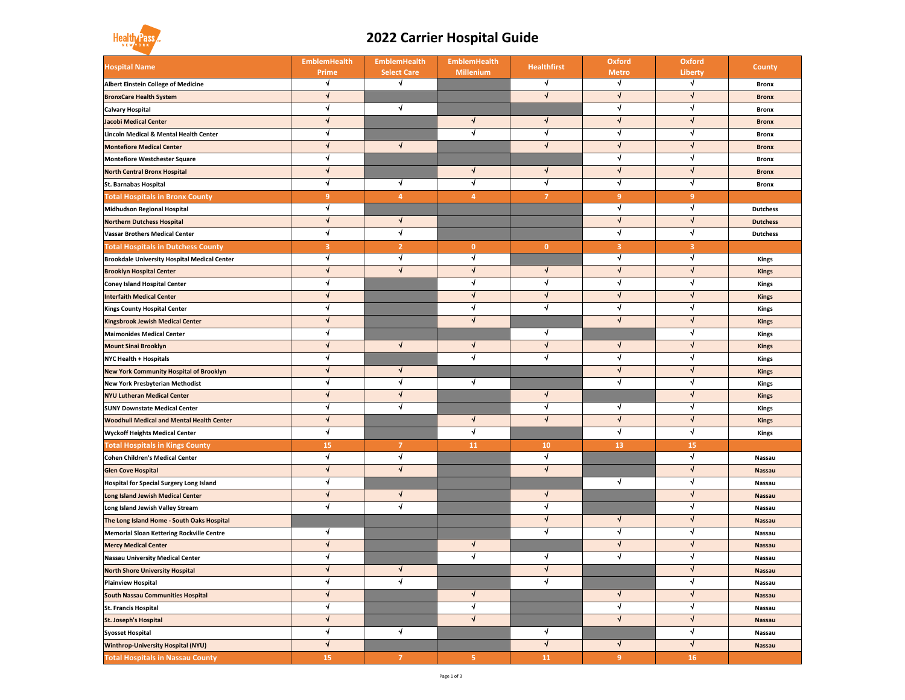# 2022 Carrier Hospital Guide

| Hospital Name | EmblemHealth Prime | EmblemHealth Select Care | EmblemHealth Millenium | Healthfirst | Oxford Metro | Oxford Liberty | County |
|---|---|---|---|---|---|---|---|
| Albert Einstein College of Medicine | √ | √ | | √ | √ | √ | Bronx |
| BronxCare Health System | √ | | | √ | √ | √ | Bronx |
| Calvary Hospital | √ | √ | | | √ | √ | Bronx |
| Jacobi Medical Center | √ | | √ | √ | √ | √ | Bronx |
| Lincoln Medical & Mental Health Center | √ | | √ | √ | √ | √ | Bronx |
| Montefiore Medical Center | √ | √ | | √ | √ | √ | Bronx |
| Montefiore Westchester Square | √ | | | | √ | √ | Bronx |
| North Central Bronx Hospital | √ | | √ | √ | √ | √ | Bronx |
| St. Barnabas Hospital | √ | √ | √ | √ | √ | √ | Bronx |
| **Total Hospitals in Bronx County** | **9** | **4** | **4** | **7** | **9** | **9** | |
| Midhudson Regional Hospital | √ | | | | √ | √ | Dutchess |
| Northern Dutchess Hospital | √ | √ | | | √ | √ | Dutchess |
| Vassar Brothers Medical Center | √ | √ | | | √ | √ | Dutchess |
| **Total Hospitals in Dutchess County** | **3** | **2** | **0** | **0** | **3** | **3** | |
| Brookdale University Hospital Medical Center | √ | √ | √ | | √ | √ | Kings |
| Brooklyn Hospital Center | √ | √ | √ | √ | √ | √ | Kings |
| Coney Island Hospital Center | √ | | √ | √ | √ | √ | Kings |
| Interfaith Medical Center | √ | | √ | √ | √ | √ | Kings |
| Kings County Hospital Center | √ | | √ | √ | √ | √ | Kings |
| Kingsbrook Jewish Medical Center | √ | | √ | | √ | √ | Kings |
| Maimonides Medical Center | √ | | | √ | | √ | Kings |
| Mount Sinai Brooklyn | √ | √ | √ | √ | √ | √ | Kings |
| NYC Health + Hospitals | √ | | √ | √ | √ | √ | Kings |
| New York Community Hospital of Brooklyn | √ | √ | | | √ | √ | Kings |
| New York Presbyterian Methodist | √ | √ | √ | | √ | √ | Kings |
| NYU Lutheran Medical Center | √ | √ | | √ | | √ | Kings |
| SUNY Downstate Medical Center | √ | √ | | √ | √ | √ | Kings |
| Woodhull Medical and Mental Health Center | √ | | √ | √ | √ | √ | Kings |
| Wyckoff Heights Medical Center | √ | | √ | | √ | √ | Kings |
| **Total Hospitals in Kings County** | **15** | **7** | **11** | **10** | **13** | **15** | |
| Cohen Children's Medical Center | √ | √ | | √ | | √ | Nassau |
| Glen Cove Hospital | √ | √ | | √ | | √ | Nassau |
| Hospital for Special Surgery Long Island | √ | | | | √ | √ | Nassau |
| Long Island Jewish Medical Center | √ | √ | | √ | | √ | Nassau |
| Long Island Jewish Valley Stream | √ | √ | | √ | | √ | Nassau |
| The Long Island Home - South Oaks Hospital | | | | √ | √ | √ | Nassau |
| Memorial Sloan Kettering Rockville Centre | √ | | | √ | √ | √ | Nassau |
| Mercy Medical Center | √ | | √ | | √ | √ | Nassau |
| Nassau University Medical Center | √ | | √ | √ | √ | √ | Nassau |
| North Shore University Hospital | √ | √ | | √ | | √ | Nassau |
| Plainview Hospital | √ | √ | | √ | | √ | Nassau |
| South Nassau Communities Hospital | √ | | √ | | √ | √ | Nassau |
| St. Francis Hospital | √ | | √ | | √ | √ | Nassau |
| St. Joseph's Hospital | √ | | √ | | √ | √ | Nassau |
| Syosset Hospital | √ | √ | | √ | | √ | Nassau |
| Winthrop-University Hospital (NYU) | √ | | | √ | √ | √ | Nassau |
| **Total Hospitals in Nassau County** | **15** | **7** | **5** | **11** | **9** | **16** | |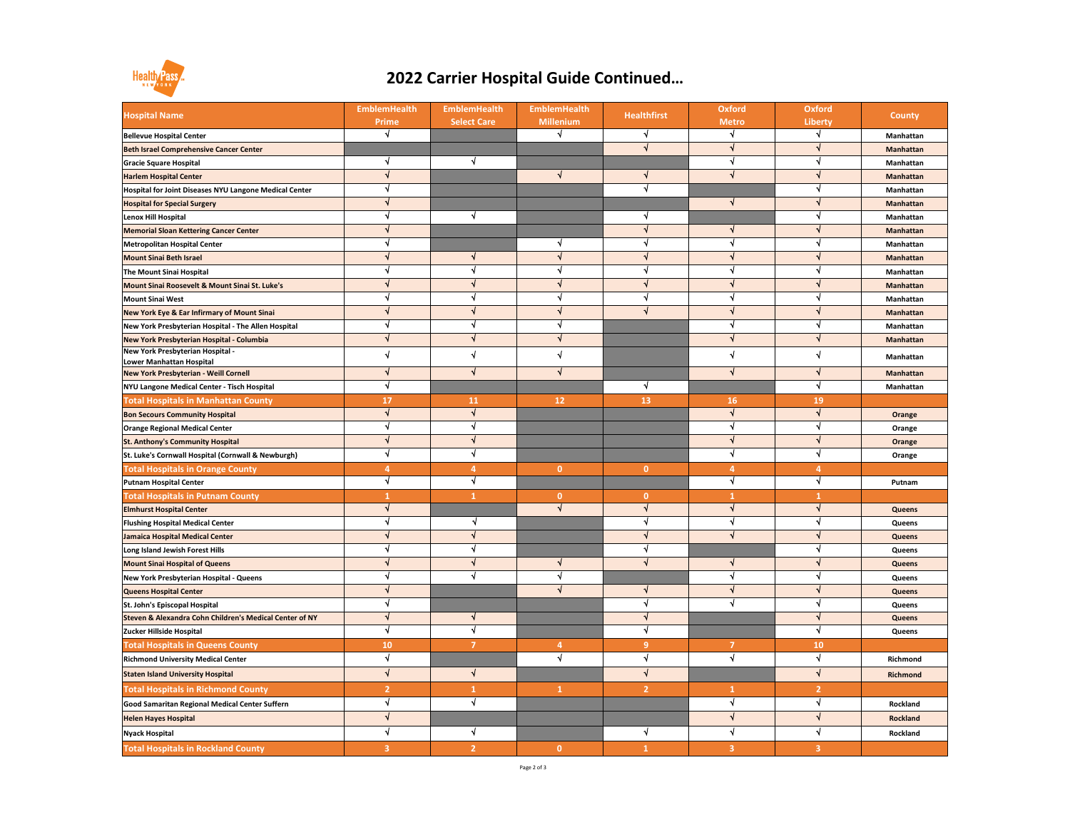# 2022 Carrier Hospital Guide Continued…

| Hospital Name | EmblemHealth Prime | EmblemHealth Select Care | EmblemHealth Millenium | Healthfirst | Oxford Metro | Oxford Liberty | County |
|---|---|---|---|---|---|---|---|
| Bellevue Hospital Center | √ | | √ | √ | √ | √ | Manhattan |
| Beth Israel Comprehensive Cancer Center | | | | √ | √ | √ | Manhattan |
| Gracie Square Hospital | √ | √ | | | √ | √ | Manhattan |
| Harlem Hospital Center | √ | | √ | √ | √ | √ | Manhattan |
| Hospital for Joint Diseases NYU Langone Medical Center | √ | | | √ | | √ | Manhattan |
| Hospital for Special Surgery | √ | | | | √ | √ | Manhattan |
| Lenox Hill Hospital | √ | √ | | √ | | √ | Manhattan |
| Memorial Sloan Kettering Cancer Center | √ | | | √ | √ | √ | Manhattan |
| Metropolitan Hospital Center | √ | | √ | √ | √ | √ | Manhattan |
| Mount Sinai Beth Israel | √ | √ | √ | √ | √ | √ | Manhattan |
| The Mount Sinai Hospital | √ | √ | √ | √ | √ | √ | Manhattan |
| Mount Sinai Roosevelt & Mount Sinai St. Luke's | √ | √ | √ | √ | √ | √ | Manhattan |
| Mount Sinai West | √ | √ | √ | √ | √ | √ | Manhattan |
| New York Eye & Ear Infirmary of Mount Sinai | √ | √ | √ | √ | √ | √ | Manhattan |
| New York Presbyterian Hospital - The Allen Hospital | √ | √ | √ | | √ | √ | Manhattan |
| New York Presbyterian Hospital - Columbia | √ | √ | √ | | √ | √ | Manhattan |
| New York Presbyterian Hospital - Lower Manhattan Hospital | √ | √ | √ | | √ | √ | Manhattan |
| New York Presbyterian - Weill Cornell | √ | √ | √ | | √ | √ | Manhattan |
| NYU Langone Medical Center - Tisch Hospital | √ | | | √ | | √ | Manhattan |
| **Total Hospitals in Manhattan County** | **17** | **11** | **12** | **13** | **16** | **19** | |
| Bon Secours Community Hospital | √ | √ | | | √ | √ | Orange |
| Orange Regional Medical Center | √ | √ | | | √ | √ | Orange |
| St. Anthony's Community Hospital | √ | √ | | | √ | √ | Orange |
| St. Luke's Cornwall Hospital (Cornwall & Newburgh) | √ | √ | | | √ | √ | Orange |
| **Total Hospitals in Orange County** | **4** | **4** | **0** | **0** | **4** | **4** | |
| Putnam Hospital Center | √ | √ | | | √ | √ | Putnam |
| **Total Hospitals in Putnam County** | **1** | **1** | **0** | **0** | **1** | **1** | |
| Elmhurst Hospital Center | √ | | √ | √ | √ | √ | Queens |
| Flushing Hospital Medical Center | √ | √ | | √ | √ | √ | Queens |
| Jamaica Hospital Medical Center | √ | √ | | √ | √ | √ | Queens |
| Long Island Jewish Forest Hills | √ | √ | | √ | | √ | Queens |
| Mount Sinai Hospital of Queens | √ | √ | √ | √ | √ | √ | Queens |
| New York Presbyterian Hospital - Queens | √ | √ | √ | | √ | √ | Queens |
| Queens Hospital Center | √ | | √ | √ | √ | √ | Queens |
| St. John's Episcopal Hospital | √ | | | √ | √ | √ | Queens |
| Steven & Alexandra Cohn Children's Medical Center of NY | √ | √ | | √ | | √ | Queens |
| Zucker Hillside Hospital | √ | √ | | √ | | √ | Queens |
| **Total Hospitals in Queens County** | **10** | **7** | **4** | **9** | **7** | **10** | |
| Richmond University Medical Center | √ | | √ | √ | √ | √ | Richmond |
| Staten Island University Hospital | √ | √ | | √ | | √ | Richmond |
| **Total Hospitals in Richmond County** | **2** | **1** | **1** | **2** | **1** | **2** | |
| Good Samaritan Regional Medical Center Suffern | √ | √ | | | √ | √ | Rockland |
| Helen Hayes Hospital | √ | | | | √ | √ | Rockland |
| Nyack Hospital | √ | √ | | √ | √ | √ | Rockland |
| **Total Hospitals in Rockland County** | **3** | **2** | **0** | **1** | **3** | **3** | |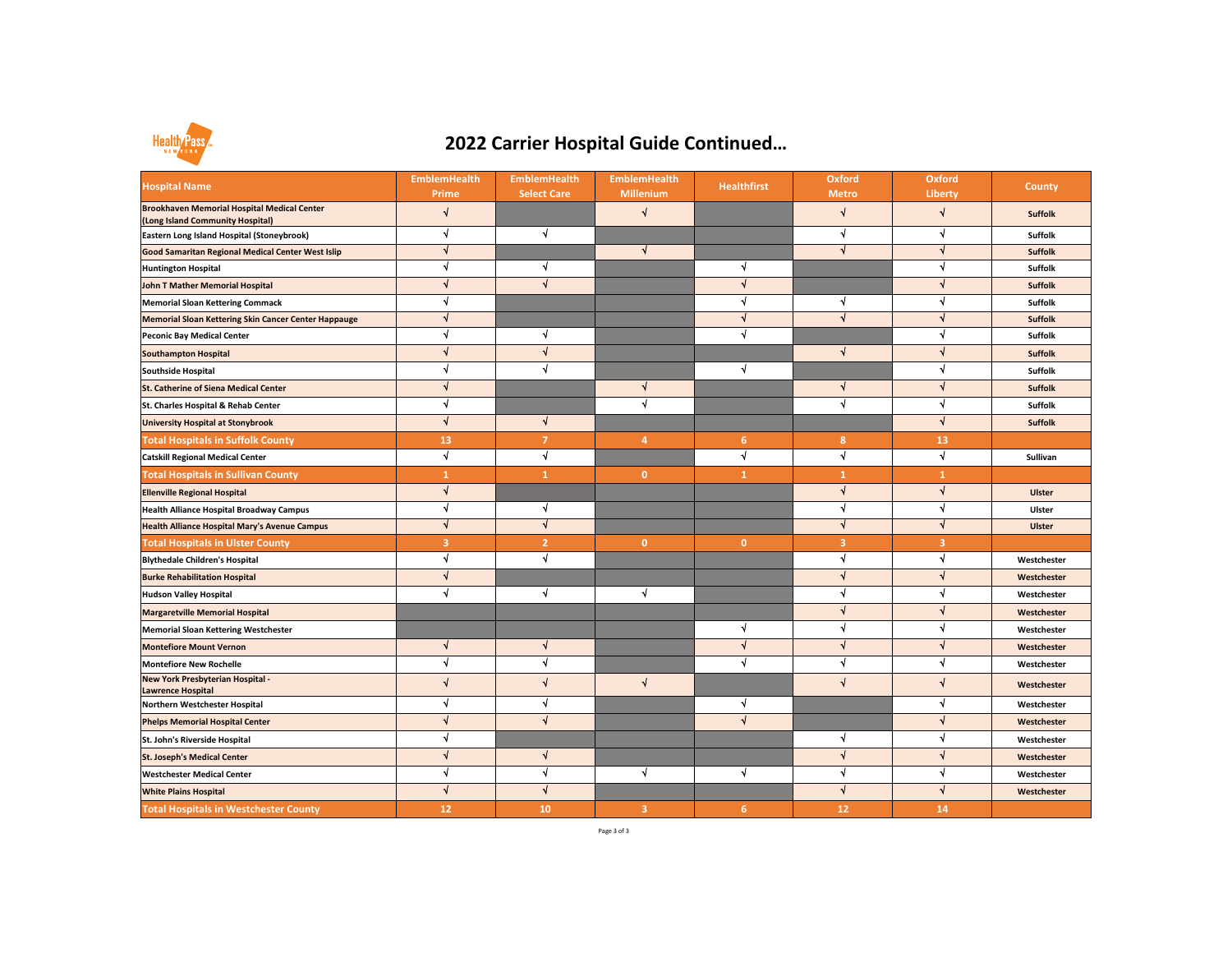# 2022 Carrier Hospital Guide Continued…

| Hospital Name | EmblemHealth Prime | EmblemHealth Select Care | EmblemHealth Millenium | Healthfirst | Oxford Metro | Oxford Liberty | County |
|---|---|---|---|---|---|---|---|
| Brookhaven Memorial Hospital Medical Center (Long Island Community Hospital) | √ | | √ | | √ | √ | Suffolk |
| Eastern Long Island Hospital (Stoneybrook) | √ | √ | | | √ | √ | Suffolk |
| Good Samaritan Regional Medical Center West Islip | √ | | √ | | √ | √ | Suffolk |
| Huntington Hospital | √ | √ | | √ | | √ | Suffolk |
| John T Mather Memorial Hospital | √ | √ | | √ | | √ | Suffolk |
| Memorial Sloan Kettering Commack | √ | | | √ | √ | √ | Suffolk |
| Memorial Sloan Kettering Skin Cancer Center Happauge | √ | | | √ | √ | √ | Suffolk |
| Peconic Bay Medical Center | √ | √ | | √ | | √ | Suffolk |
| Southampton Hospital | √ | √ | | | √ | √ | Suffolk |
| Southside Hospital | √ | √ | | √ | | √ | Suffolk |
| St. Catherine of Siena Medical Center | √ | | √ | | √ | √ | Suffolk |
| St. Charles Hospital & Rehab Center | √ | | √ | | √ | √ | Suffolk |
| University Hospital at Stonybrook | √ | √ | | | | √ | Suffolk |
| **Total Hospitals in Suffolk County** | **13** | **7** | **4** | **6** | **8** | **13** | |
| Catskill Regional Medical Center | √ | √ | | √ | √ | √ | Sullivan |
| **Total Hospitals in Sullivan County** | **1** | **1** | **0** | **1** | **1** | **1** | |
| Ellenville Regional Hospital | √ | | | | √ | √ | Ulster |
| Health Alliance Hospital Broadway Campus | √ | √ | | | √ | √ | Ulster |
| Health Alliance Hospital Mary's Avenue Campus | √ | √ | | | √ | √ | Ulster |
| **Total Hospitals in Ulster County** | **3** | **2** | **0** | **0** | **3** | **3** | |
| Blythedale Children's Hospital | √ | √ | | | √ | √ | Westchester |
| Burke Rehabilitation Hospital | √ | | | | √ | √ | Westchester |
| Hudson Valley Hospital | √ | √ | √ | | √ | √ | Westchester |
| Margaretville Memorial Hospital | | | | | √ | √ | Westchester |
| Memorial Sloan Kettering Westchester | | | | √ | √ | √ | Westchester |
| Montefiore Mount Vernon | √ | √ | | √ | √ | √ | Westchester |
| Montefiore New Rochelle | √ | √ | | √ | √ | √ | Westchester |
| New York Presbyterian Hospital - Lawrence Hospital | √ | √ | √ | | √ | √ | Westchester |
| Northern Westchester Hospital | √ | √ | | √ | | √ | Westchester |
| Phelps Memorial Hospital Center | √ | √ | | √ | | √ | Westchester |
| St. John's Riverside Hospital | √ | | | | √ | √ | Westchester |
| St. Joseph's Medical Center | √ | √ | | | √ | √ | Westchester |
| Westchester Medical Center | √ | √ | √ | √ | √ | √ | Westchester |
| White Plains Hospital | √ | √ | | | √ | √ | Westchester |
| **Total Hospitals in Westchester County** | **12** | **10** | **3** | **6** | **12** | **14** | |